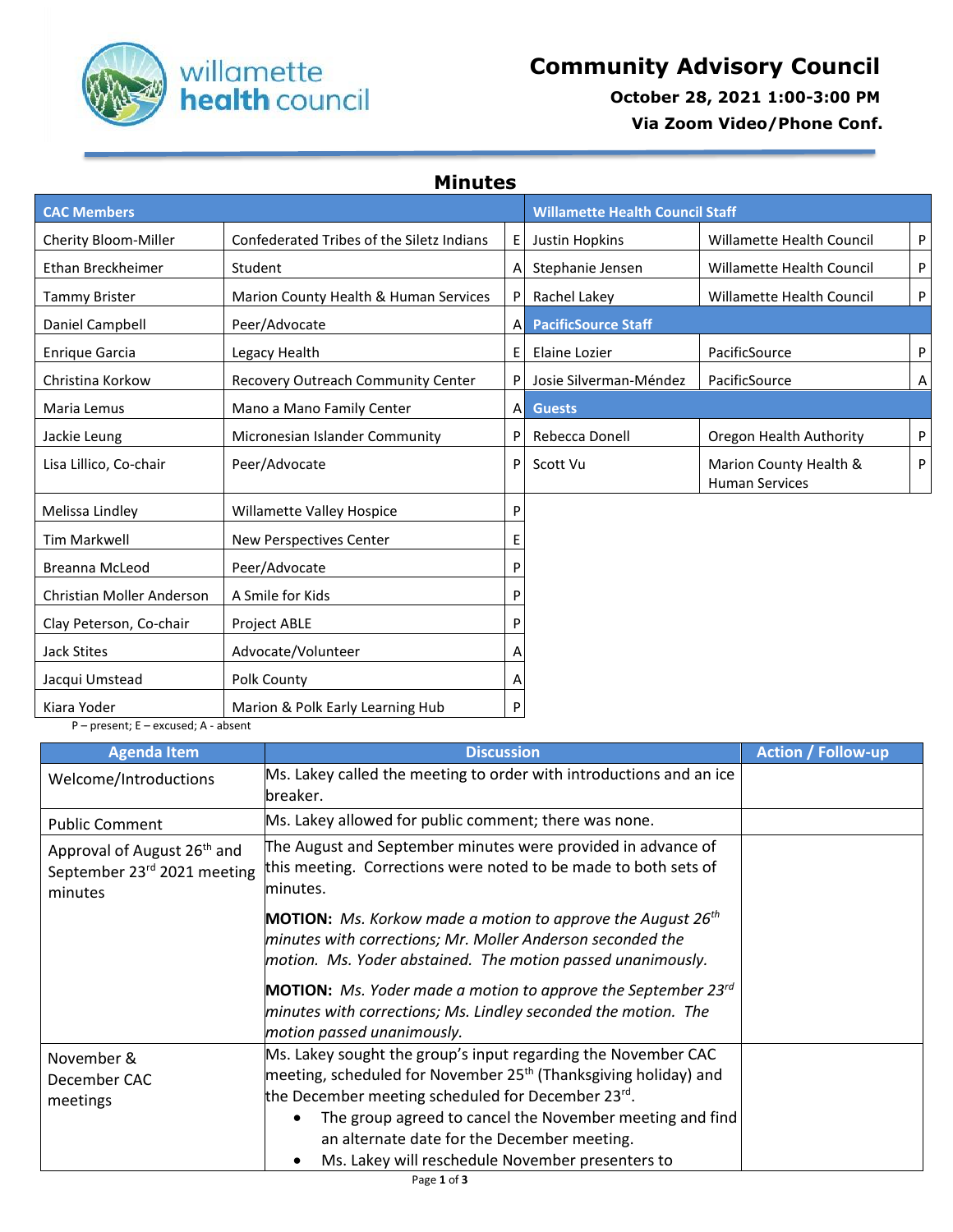# Community Advisory Council

**October 28, 2021 1:00-3:00 PM**

**Via Zoom Video/Phone Conf.**

## Minutes

| CAC Members | | | Willamette Health Council Staff | | |
|---|---|---|---|---|---|
| Cherity Bloom-Miller | Confederated Tribes of the Siletz Indians | E | Justin Hopkins | Willamette Health Council | P |
| Ethan Breckheimer | Student | A | Stephanie Jensen | Willamette Health Council | P |
| Tammy Brister | Marion County Health & Human Services | P | Rachel Lakey | Willamette Health Council | P |
| Daniel Campbell | Peer/Advocate | A | **PacificSource Staff** | | |
| Enrique Garcia | Legacy Health | E | Elaine Lozier | PacificSource | P |
| Christina Korkow | Recovery Outreach Community Center | P | Josie Silverman-Méndez | PacificSource | A |
| Maria Lemus | Mano a Mano Family Center | A | **Guests** | | |
| Jackie Leung | Micronesian Islander Community | P | Rebecca Donell | Oregon Health Authority | P |
| Lisa Lillico, Co-chair | Peer/Advocate | P | Scott Vu | Marion County Health & Human Services | P |
| Melissa Lindley | Willamette Valley Hospice | P | | | |
| Tim Markwell | New Perspectives Center | E | | | |
| Breanna McLeod | Peer/Advocate | P | | | |
| Christian Moller Anderson | A Smile for Kids | P | | | |
| Clay Peterson, Co-chair | Project ABLE | P | | | |
| Jack Stites | Advocate/Volunteer | A | | | |
| Jacqui Umstead | Polk County | A | | | |
| Kiara Yoder | Marion & Polk Early Learning Hub | P | | | |

P – present; E – excused; A - absent

| Agenda Item | Discussion | Action / Follow-up |
|---|---|---|
| Welcome/Introductions | Ms. Lakey called the meeting to order with introductions and an ice breaker. | |
| Public Comment | Ms. Lakey allowed for public comment; there was none. | |
| Approval of August 26th and September 23rd 2021 meeting minutes | The August and September minutes were provided in advance of this meeting. Corrections were noted to be made to both sets of minutes.<br><br>**MOTION:** *Ms. Korkow made a motion to approve the August 26th minutes with corrections; Mr. Moller Anderson seconded the motion. Ms. Yoder abstained. The motion passed unanimously.*<br><br>**MOTION:** *Ms. Yoder made a motion to approve the September 23rd minutes with corrections; Ms. Lindley seconded the motion. The motion passed unanimously.* | |
| November & December CAC meetings | Ms. Lakey sought the group's input regarding the November CAC meeting, scheduled for November 25th (Thanksgiving holiday) and the December meeting scheduled for December 23rd.<br>• The group agreed to cancel the November meeting and find an alternate date for the December meeting.<br>• Ms. Lakey will reschedule November presenters to | |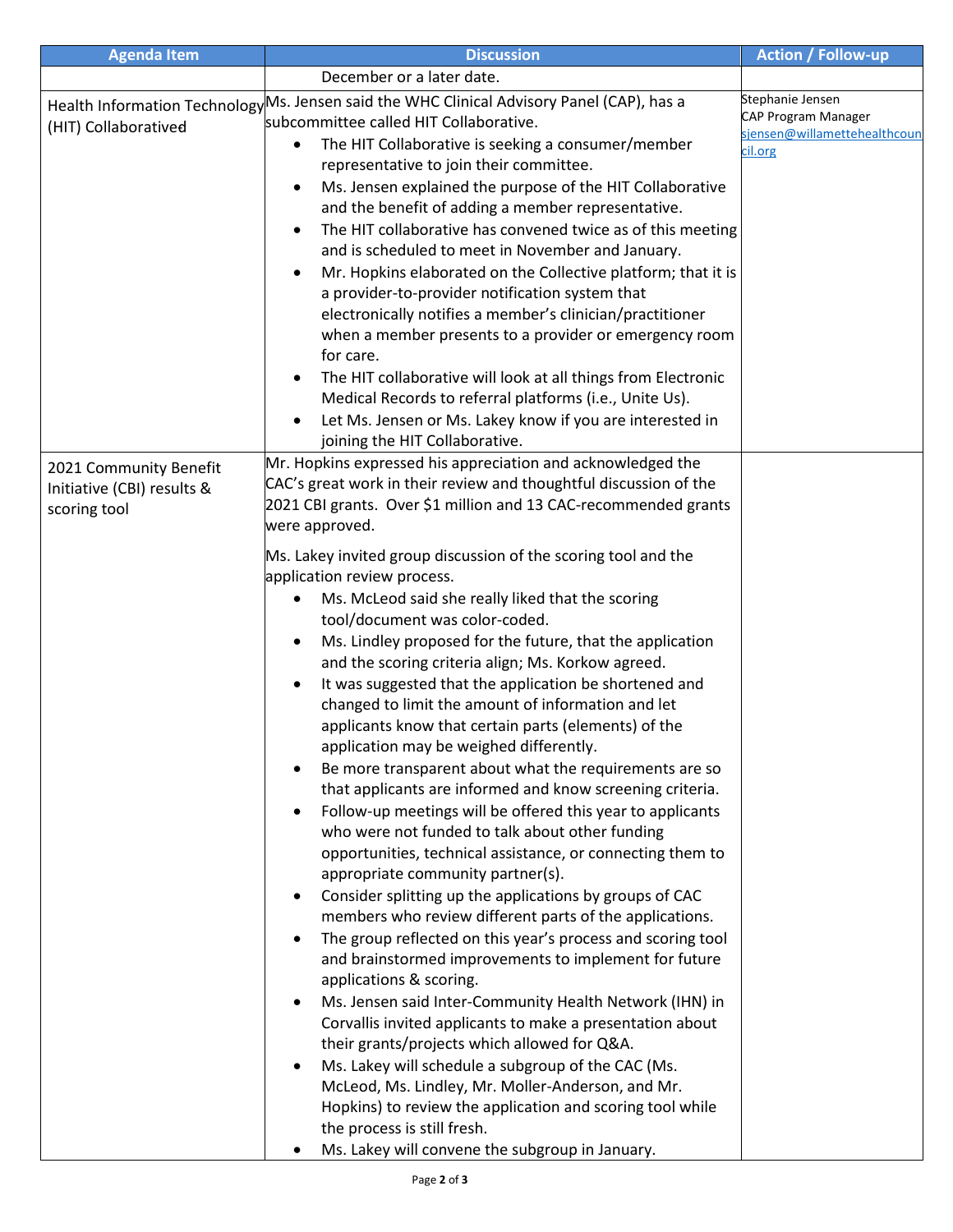| Agenda Item | Discussion | Action / Follow-up |
|---|---|---|
| | December or a later date. | |
| Health Information Technology (HIT) Collaboratived | Ms. Jensen said the WHC Clinical Advisory Panel (CAP), has a subcommittee called HIT Collaborative.<br>• The HIT Collaborative is seeking a consumer/member representative to join their committee.<br>• Ms. Jensen explained the purpose of the HIT Collaborative and the benefit of adding a member representative.<br>• The HIT collaborative has convened twice as of this meeting and is scheduled to meet in November and January.<br>• Mr. Hopkins elaborated on the Collective platform; that it is a provider-to-provider notification system that electronically notifies a member's clinician/practitioner when a member presents to a provider or emergency room for care.<br>• The HIT collaborative will look at all things from Electronic Medical Records to referral platforms (i.e., Unite Us).<br>• Let Ms. Jensen or Ms. Lakey know if you are interested in joining the HIT Collaborative. | Stephanie Jensen<br>CAP Program Manager<br>sjensen@willamettehealthcouncil.org |
| 2021 Community Benefit Initiative (CBI) results & scoring tool | Mr. Hopkins expressed his appreciation and acknowledged the CAC's great work in their review and thoughtful discussion of the 2021 CBI grants. Over $1 million and 13 CAC-recommended grants were approved.<br><br>Ms. Lakey invited group discussion of the scoring tool and the application review process.<br>• Ms. McLeod said she really liked that the scoring tool/document was color-coded.<br>• Ms. Lindley proposed for the future, that the application and the scoring criteria align; Ms. Korkow agreed.<br>• It was suggested that the application be shortened and changed to limit the amount of information and let applicants know that certain parts (elements) of the application may be weighed differently.<br>• Be more transparent about what the requirements are so that applicants are informed and know screening criteria.<br>• Follow-up meetings will be offered this year to applicants who were not funded to talk about other funding opportunities, technical assistance, or connecting them to appropriate community partner(s).<br>• Consider splitting up the applications by groups of CAC members who review different parts of the applications.<br>• The group reflected on this year's process and scoring tool and brainstormed improvements to implement for future applications & scoring.<br>• Ms. Jensen said Inter-Community Health Network (IHN) in Corvallis invited applicants to make a presentation about their grants/projects which allowed for Q&A.<br>• Ms. Lakey will schedule a subgroup of the CAC (Ms. McLeod, Ms. Lindley, Mr. Moller-Anderson, and Mr. Hopkins) to review the application and scoring tool while the process is still fresh.<br>• Ms. Lakey will convene the subgroup in January. | |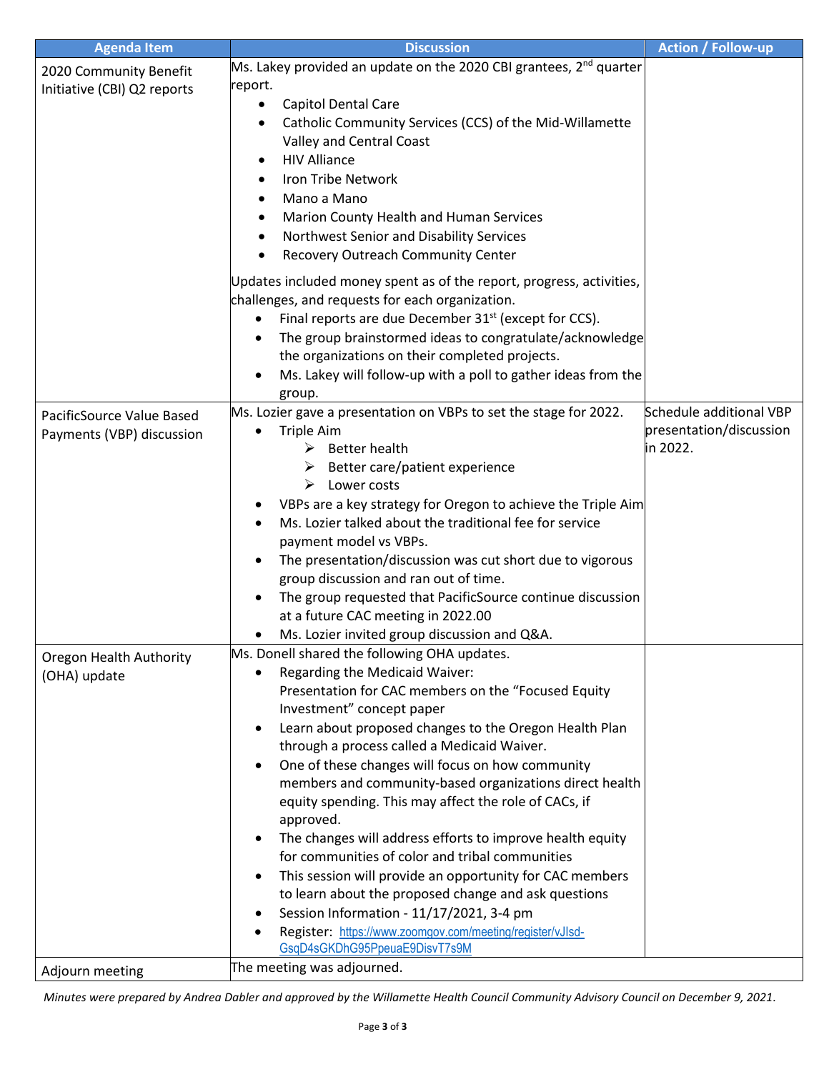| Agenda Item | Discussion | Action / Follow-up |
|---|---|---|
| 2020 Community Benefit Initiative (CBI) Q2 reports | Ms. Lakey provided an update on the 2020 CBI grantees, 2nd quarter report.<br>• Capitol Dental Care<br>• Catholic Community Services (CCS) of the Mid-Willamette Valley and Central Coast<br>• HIV Alliance<br>• Iron Tribe Network<br>• Mano a Mano<br>• Marion County Health and Human Services<br>• Northwest Senior and Disability Services<br>• Recovery Outreach Community Center<br><br>Updates included money spent as of the report, progress, activities, challenges, and requests for each organization.<br>• Final reports are due December 31st (except for CCS).<br>• The group brainstormed ideas to congratulate/acknowledge the organizations on their completed projects.<br>• Ms. Lakey will follow-up with a poll to gather ideas from the group. | |
| PacificSource Value Based Payments (VBP) discussion | Ms. Lozier gave a presentation on VBPs to set the stage for 2022.<br>• Triple Aim<br>  ➢ Better health<br>  ➢ Better care/patient experience<br>  ➢ Lower costs<br>• VBPs are a key strategy for Oregon to achieve the Triple Aim<br>• Ms. Lozier talked about the traditional fee for service payment model vs VBPs.<br>• The presentation/discussion was cut short due to vigorous group discussion and ran out of time.<br>• The group requested that PacificSource continue discussion at a future CAC meeting in 2022.00<br>• Ms. Lozier invited group discussion and Q&A. | Schedule additional VBP presentation/discussion in 2022. |
| Oregon Health Authority (OHA) update | Ms. Donell shared the following OHA updates.<br>• Regarding the Medicaid Waiver:<br>Presentation for CAC members on the "Focused Equity Investment" concept paper<br>• Learn about proposed changes to the Oregon Health Plan through a process called a Medicaid Waiver.<br>• One of these changes will focus on how community members and community-based organizations direct health equity spending. This may affect the role of CACs, if approved.<br>• The changes will address efforts to improve health equity for communities of color and tribal communities<br>• This session will provide an opportunity for CAC members to learn about the proposed change and ask questions<br>• Session Information - 11/17/2021, 3-4 pm<br>• Register: https://www.zoomgov.com/meeting/register/vJIsd-GsqD4sGKDhG95PpeuaE9DisvT7s9M | |
| Adjourn meeting | The meeting was adjourned. | |

*Minutes were prepared by Andrea Dabler and approved by the Willamette Health Council Community Advisory Council on December 9, 2021.*